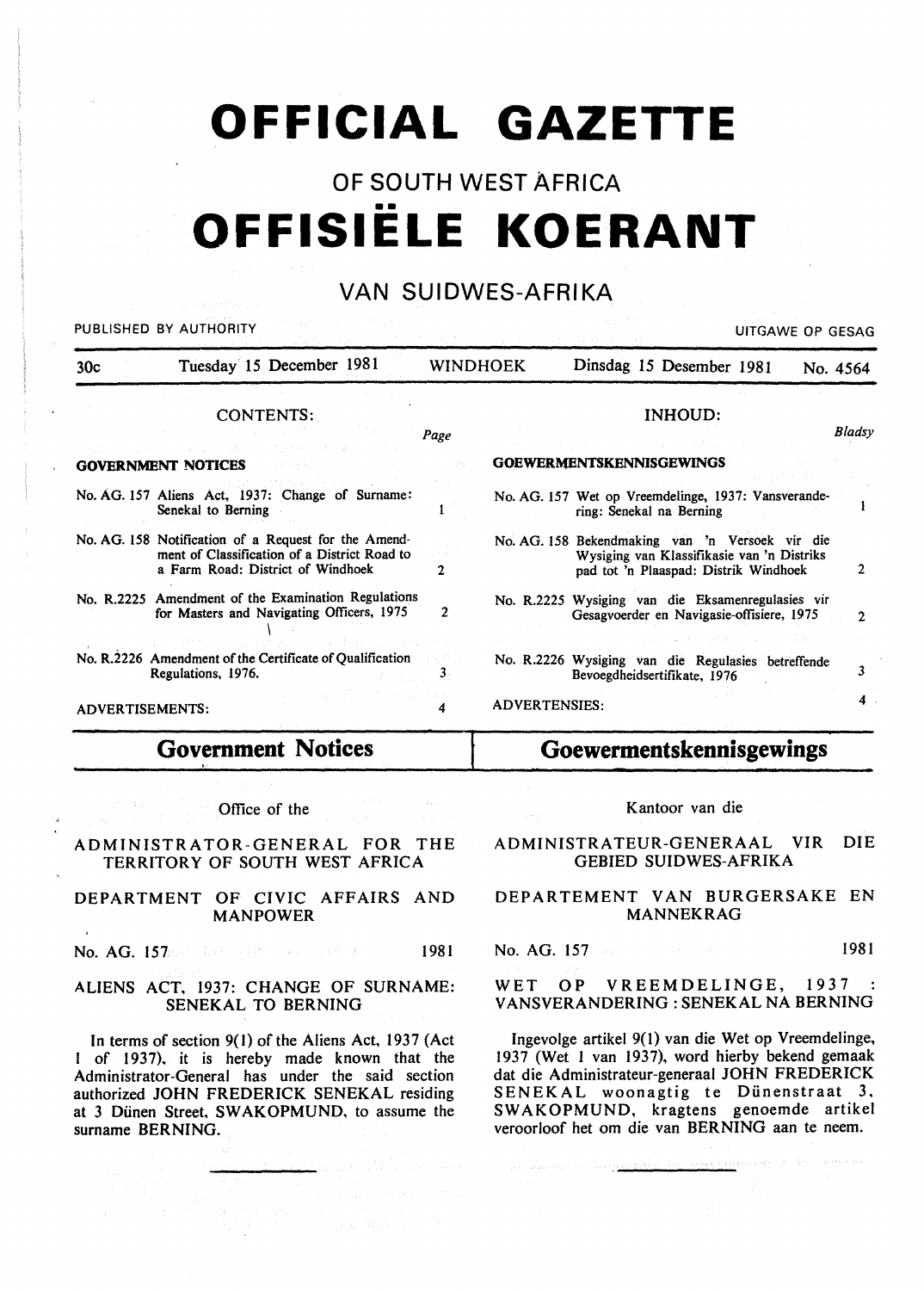# OFFICIAL GAZETTE

## OF SOUTH WEST AFRICA

# OFFISIËLE KOERANT

## VAN SUIDWES-AFRIKA

PUBLISHED BY AUTHORITY — UITGAWE OP GESAG

30c — Tuesday 15 December 1981 — WINDHOEK — Dinsdag 15 Desember 1981 — No. 4564

### CONTENTS:

| | Page |
|---|---|
| **GOVERNMENT NOTICES** | |
| No. AG. 157 Aliens Act, 1937: Change of Surname: Senekal to Berning | 1 |
| No. AG. 158 Notification of a Request for the Amendment of Classification of a District Road to a Farm Road: District of Windhoek | 2 |
| No. R.2225 Amendment of the Examination Regulations for Masters and Navigating Officers, 1975 | 2 |
| No. R.2226 Amendment of the Certificate of Qualification Regulations, 1976. | 3 |
| ADVERTISEMENTS: | 4 |

### INHOUD:

| | Bladsy |
|---|---|
| **GOEWERMENTSKENNISGEWINGS** | |
| No. AG. 157 Wet op Vreemdelinge, 1937: Vansverandering: Senekal na Berning | 1 |
| No. AG. 158 Bekendmaking van 'n Versoek vir die Wysiging van Klassifikasie van 'n Distrikspad tot 'n Plaaspad: Distrik Windhoek | 2 |
| No. R.2225 Wysiging van die Eksamenregulasies vir Gesagvoerder en Navigasie-offisiere, 1975 | 2 |
| No. R.2226 Wysiging van die Regulasies betreffende Bevoegdheidsertifikate, 1976 | 3 |
| ADVERTENSIES: | 4 |

## Government Notices

Office of the

ADMINISTRATOR-GENERAL FOR THE TERRITORY OF SOUTH WEST AFRICA

DEPARTMENT OF CIVIC AFFAIRS AND MANPOWER

No. AG. 157 — 1981

### ALIENS ACT, 1937: CHANGE OF SURNAME: SENEKAL TO BERNING

In terms of section 9(1) of the Aliens Act, 1937 (Act 1 of 1937), it is hereby made known that the Administrator-General has under the said section authorized JOHN FREDERICK SENEKAL residing at 3 Dünen Street, SWAKOPMUND, to assume the surname BERNING.

## Goewermentskennisgewings

Kantoor van die

ADMINISTRATEUR-GENERAAL VIR DIE GEBIED SUIDWES-AFRIKA

DEPARTEMENT VAN BURGERSAKE EN MANNEKRAG

No. AG. 157 — 1981

### WET OP VREEMDELINGE, 1937 : VANSVERANDERING : SENEKAL NA BERNING

Ingevolge artikel 9(1) van die Wet op Vreemdelinge, 1937 (Wet 1 van 1937), word hierby bekend gemaak dat die Administrateur-generaal JOHN FREDERICK SENEKAL woonagtig te Dünenstraat 3, SWAKOPMUND, kragtens genoemde artikel veroorloof het om die van BERNING aan te neem.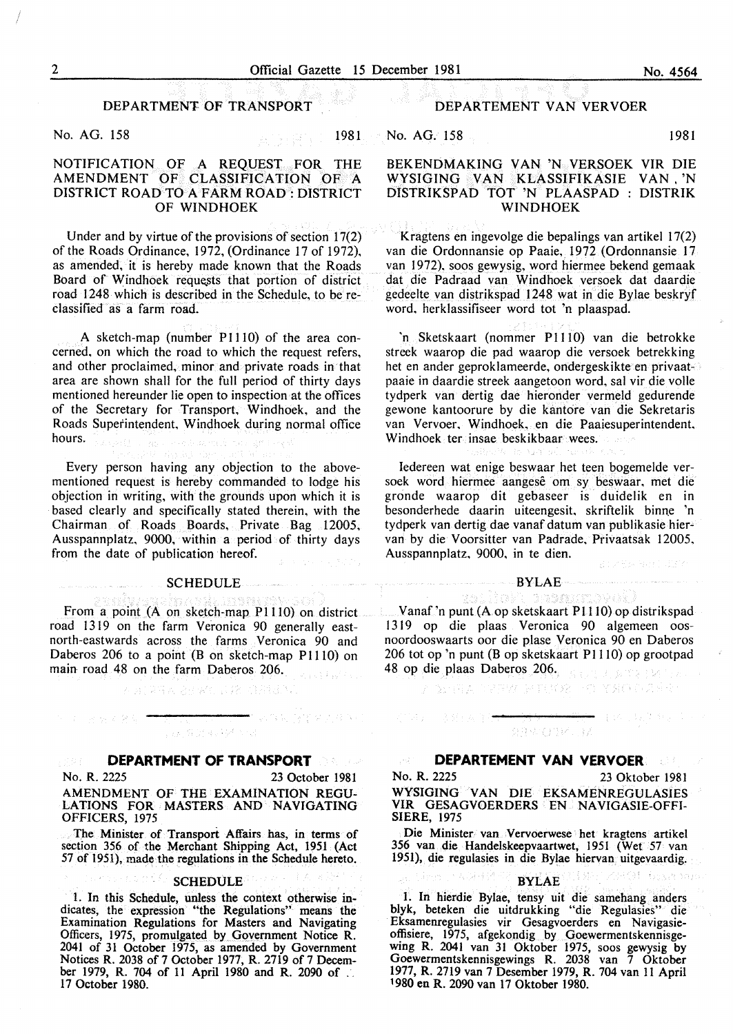## DEPARTMENT OF TRANSPORT

No. AG. 158 1981

### NOTIFICATION OF A REQUEST FOR THE AMENDMENT OF CLASSIFICATION OF A DISTRICT ROAD TO A FARM ROAD: DISTRICT OF WINDHOEK

Under and by virtue of the provisions of section 17(2) of the Roads Ordinance, 1972, (Ordinance 17 of 1972), as amended, it is hereby made known that the Roads Board of Windhoek requests that portion of district road 1248 which is described in the Schedule, to be reclassified as a farm road.

A sketch-map (number P1110) of the area concerned, on which the road to which the request refers, and other proclaimed, minor and private roads in that area are shown shall for the full period of thirty days mentioned hereunder lie open to inspection at the offices of the Secretary for Transport, Windhoek, and the Roads Superintendent, Windhoek during normal office hours.

Every person having any objection to the abovementioned request is hereby commanded to lodge his objection in writing, with the grounds upon which it is based clearly and specifically stated therein, with the Chairman of Roads Boards, Private Bag 12005, Ausspannplatz, 9000, within a period of thirty days from the date of publication hereof.

#### SCHEDULE

From a point (A on sketch-map P1110) on district road 1319 on the farm Veronica 90 generally east-north-eastwards across the farms Veronica 90 and Daberos 206 to a point (B on sketch-map P1110) on main road 48 on the farm Daberos 206.

## DEPARTEMENT VAN VERVOER

No. AG. 158 1981

### BEKENDMAKING VAN 'N VERSOEK VIR DIE WYSIGING VAN KLASSIFIKASIE VAN 'N DISTRIKSPAD TOT 'N PLAASPAD : DISTRIK WINDHOEK

Kragtens en ingevolge die bepalings van artikel 17(2) van die Ordonnansie op Paaie, 1972 (Ordonnansie 17 van 1972), soos gewysig, word hiermee bekend gemaak dat die Padraad van Windhoek versoek dat daardie gedeelte van distrikspad 1248 wat in die Bylae beskryf word, herklassifiseer word tot 'n plaaspad.

'n Sketskaart (nommer P1110) van die betrokke streek waarop die pad waarop die versoek betrekking het en ander geproklameerde, ondergeskikte en privaatpaaie in daardie streek aangetoon word, sal vir die volle tydperk van dertig dae hieronder vermeld gedurende gewone kantoorure by die kantore van die Sekretaris van Vervoer, Windhoek, en die Paaiesuperintendent, Windhoek ter insae beskikbaar wees.

Iedereen wat enige beswaar het teen bogemelde versoek word hiermee aangesê om sy beswaar, met die gronde waarop dit gebaseer is duidelik en in besonderhede daarin uiteengesit, skriftelik binne 'n tydperk van dertig dae vanaf datum van publikasie hiervan by die Voorsitter van Padrade, Privaatsak 12005, Ausspannplatz, 9000, in te dien.

#### BYLAE

Vanaf 'n punt (A op sketskaart P1110) op distrikspad 1319 op die plaas Veronica 90 algemeen oosnoordooswaarts oor die plase Veronica 90 en Daberos 206 tot op 'n punt (B op sketskaart P1110) op grootpad 48 op die plaas Daberos 206.

---

## DEPARTMENT OF TRANSPORT

No. R. 2225 23 October 1981

### AMENDMENT OF THE EXAMINATION REGULATIONS FOR MASTERS AND NAVIGATING OFFICERS, 1975

The Minister of Transport Affairs has, in terms of section 356 of the Merchant Shipping Act, 1951 (Act 57 of 1951), made the regulations in the Schedule hereto.

#### SCHEDULE

1. In this Schedule, unless the context otherwise indicates, the expression "the Regulations" means the Examination Regulations for Masters and Navigating Officers, 1975, promulgated by Government Notice R. 2041 of 31 October 1975, as amended by Government Notices R. 2038 of 7 October 1977, R. 2719 of 7 December 1979, R. 704 of 11 April 1980 and R. 2090 of 17 October 1980.

## DEPARTEMENT VAN VERVOER

No. R. 2225 23 Oktober 1981

### WYSIGING VAN DIE EKSAMENREGULASIES VIR GESAGVOERDERS EN NAVIGASIE-OFFISIERE, 1975

Die Minister van Vervoerwese het kragtens artikel 356 van die Handelskeepvaartwet, 1951 (Wet 57 van 1951), die regulasies in die Bylae hiervan uitgevaardig.

#### BYLAE

1. In hierdie Bylae, tensy uit die samehang anders blyk, beteken die uitdrukking "die Regulasies" die Eksamenregulasies vir Gesagvoerders en Navigasieoffisiere, 1975, afgekondig by Goewermentskennisgewing R. 2041 van 31 Oktober 1975, soos gewysig by Goewermentskennisgewings R. 2038 van 7 Oktober 1977, R. 2719 van 7 Desember 1979, R. 704 van 11 April 1980 en R. 2090 van 17 Oktober 1980.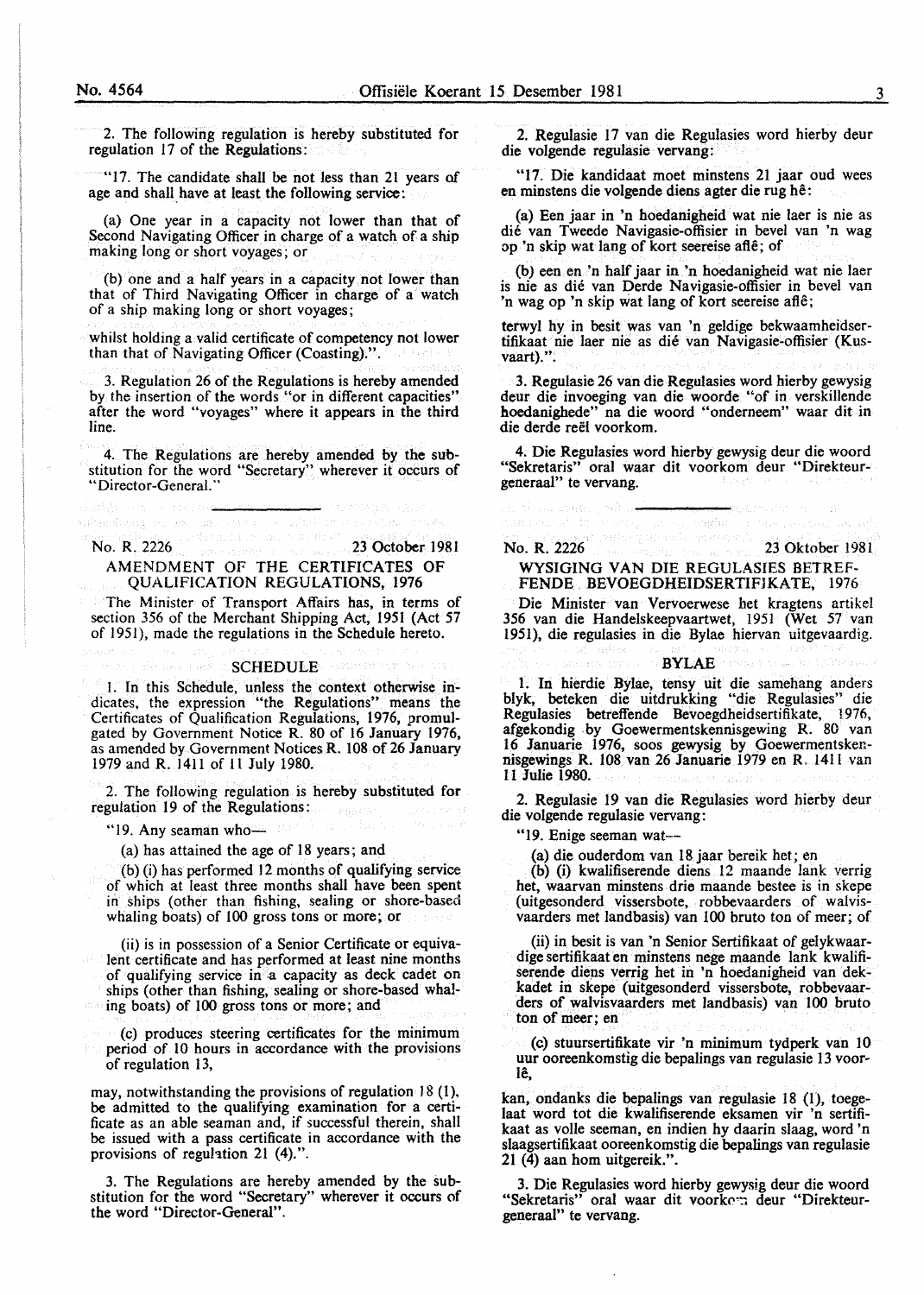2. The following regulation is hereby substituted for regulation 17 of the Regulations:

"17. The candidate shall be not less than 21 years of age and shall have at least the following service:

(a) One year in a capacity not lower than that of Second Navigating Officer in charge of a watch of a ship making long or short voyages; or

(b) one and a half years in a capacity not lower than that of Third Navigating Officer in charge of a watch of a ship making long or short voyages;

whilst holding a valid certificate of competency not lower than that of Navigating Officer (Coasting).".

3. Regulation 26 of the Regulations is hereby amended by the insertion of the words "or in different capacities" after the word "voyages" where it appears in the third line.

4. The Regulations are hereby amended by the substitution for the word "Secretary" wherever it occurs of "Director-General."

---

No. R. 2226 23 October 1981

## AMENDMENT OF THE CERTIFICATES OF QUALIFICATION REGULATIONS, 1976

The Minister of Transport Affairs has, in terms of section 356 of the Merchant Shipping Act, 1951 (Act 57 of 1951), made the regulations in the Schedule hereto.

### SCHEDULE

1. In this Schedule, unless the context otherwise indicates, the expression "the Regulations" means the Certificates of Qualification Regulations, 1976, promulgated by Government Notice R. 80 of 16 January 1976, as amended by Government Notices R. 108 of 26 January 1979 and R. 1411 of 11 July 1980.

2. The following regulation is hereby substituted for regulation 19 of the Regulations:

"19. Any seaman who—

(a) has attained the age of 18 years; and

(b) (i) has performed 12 months of qualifying service of which at least three months shall have been spent in ships (other than fishing, sealing or shore-based whaling boats) of 100 gross tons or more; or

(ii) is in possession of a Senior Certificate or equivalent certificate and has performed at least nine months of qualifying service in a capacity as deck cadet on ships (other than fishing, sealing or shore-based whaling boats) of 100 gross tons or more; and

(c) produces steering certificates for the minimum period of 10 hours in accordance with the provisions of regulation 13,

may, notwithstanding the provisions of regulation 18 (1), be admitted to the qualifying examination for a certificate as an able seaman and, if successful therein, shall be issued with a pass certificate in accordance with the provisions of regulation 21 (4).".

3. The Regulations are hereby amended by the substitution for the word "Secretary" wherever it occurs of the word "Director-General".

2. Regulasie 17 van die Regulasies word hierby deur die volgende regulasie vervang:

"17. Die kandidaat moet minstens 21 jaar oud wees en minstens die volgende diens agter die rug hê:

(a) Een jaar in 'n hoedanigheid wat nie laer is nie as dié van Tweede Navigasie-offisier in bevel van 'n wag op 'n skip wat lang of kort seereise aflê; of

(b) een en 'n half jaar in 'n hoedanigheid wat nie laer is nie as dié van Derde Navigasie-offisier in bevel van 'n wag op 'n skip wat lang of kort seereise aflê;

terwyl hy in besit was van 'n geldige bekwaamheidsertifikaat nie laer nie as dié van Navigasie-offisier (Kusvaart).".

3. Regulasie 26 van die Regulasies word hierby gewysig deur die invoeging van die woorde "of in verskillende hoedanighede" na die woord "onderneem" waar dit in die derde reël voorkom.

4. Die Regulasies word hierby gewysig deur die woord "Sekretaris" oral waar dit voorkom deur "Direkteur-generaal" te vervang.

---

No. R. 2226 23 Oktober 1981

## WYSIGING VAN DIE REGULASIES BETREFFENDE BEVOEGDHEIDSERTIFIKATE, 1976

Die Minister van Vervoerwese het kragtens artikel 356 van die Handelskeepvaartwet, 1951 (Wet 57 van 1951), die regulasies in die Bylae hiervan uitgevaardig.

### BYLAE

1. In hierdie Bylae, tensy uit die samehang anders blyk, beteken die uitdrukking "die Regulasies" die Regulasies betreffende Bevoegdheidsertifikate, 1976, afgekondig by Goewermentskennisgewing R. 80 van 16 Januarie 1976, soos gewysig by Goewermentskennisgewings R. 108 van 26 Januarie 1979 en R. 1411 van 11 Julie 1980.

2. Regulasie 19 van die Regulasies word hierby deur die volgende regulasie vervang:

"19. Enige seeman wat—

(a) die ouderdom van 18 jaar bereik het; en

(b) (i) kwalifiserende diens 12 maande lank verrig het, waarvan minstens drie maande bestee is in skepe (uitgesonderd vissersbote, robbevaarders of walvisvaarders met landbasis) van 100 bruto ton of meer; of

(ii) in besit is van 'n Senior Sertifikaat of gelykwaardige sertifikaat en minstens nege maande lank kwalifiserende diens verrig het in 'n hoedanigheid van dekkadet in skepe (uitgesonderd vissersbote, robbevaarders of walvisvaarders met landbasis) van 100 bruto ton of meer; en

(c) stuursertifikate vir 'n minimum tydperk van 10 uur ooreenkomstig die bepalings van regulasie 13 voorlê,

kan, ondanks die bepalings van regulasie 18 (1), toegelaat word tot die kwalifiserende eksamen vir 'n sertifikaat as volle seeman, en indien hy daarin slaag, word 'n slaagsertifikaat ooreenkomstig die bepalings van regulasie 21 (4) aan hom uitgereik.".

3. Die Regulasies word hierby gewysig deur die woord "Sekretaris" oral waar dit voorkom deur "Direkteur-generaal" te vervang.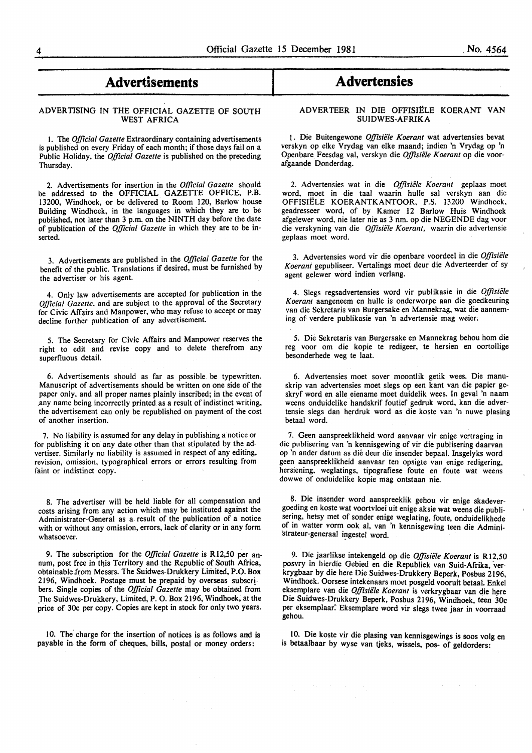# Advertisements

## ADVERTISING IN THE OFFICIAL GAZETTE OF SOUTH WEST AFRICA

1. The *Official Gazette* Extraordinary containing advertisements is published on every Friday of each month; if those days fall on a Public Holiday, the *Official Gazette* is published on the preceding Thursday.

2. Advertisements for insertion in the *Official Gazette* should be addressed to the OFFICIAL GAZETTE OFFICE, P.B. 13200, Windhoek, or be delivered to Room 120, Barlow house Building Windhoek, in the languages in which they are to be published, not later than 3 p.m. on the NINTH day before the date of publication of the *Official Gazette* in which they are to be inserted.

3. Advertisements are published in the *Official Gazette* for the benefit of the public. Translations if desired, must be furnished by the advertiser or his agent.

4. Only law advertisements are accepted for publication in the *Official Gazette*, and are subject to the approval of the Secretary for Civic Affairs and Manpower, who may refuse to accept or may decline further publication of any advertisement.

5. The Secretary for Civic Affairs and Manpower reserves the right to edit and revise copy and to delete therefrom any superfluous detail.

6. Advertisements should as far as possible be typewritten. Manuscript of advertisements should be written on one side of the paper only, and all proper names plainly inscribed; in the event of any name being incorrectly printed as a result of indistinct writing, the advertisement can only be republished on payment of the cost of another insertion.

7. No liability is assumed for any delay in publishing a notice or for publishing it on any date other than that stipulated by the advertiser. Similarly no liability is assumed in respect of any editing, revision, omission, typographical errors or errors resulting from faint or indistinct copy.

8. The advertiser will be held liable for all compensation and costs arising from any action which may be instituted against the Administrator-General as a result of the publication of a notice with or without any omission, errors, lack of clarity or in any form whatsoever.

9. The subscription for the *Official Gazette* is R12,50 per annum, post free in this Territory and the Republic of South Africa, obtainable from Messrs. The Suidwes-Drukkery Limited, P.O. Box 2196, Windhoek. Postage must be prepaid by overseas subscribers. Single copies of the *Official Gazette* may be obtained from The Suidwes-Drukkery, Limited, P. O. Box 2196, Windhoek, at the price of 30c per copy. Copies are kept in stock for only two years.

10. The charge for the insertion of notices is as follows and is payable in the form of cheques, bills, postal or money orders:

# Advertensies

## ADVERTEER IN DIE OFFISIËLE KOERANT VAN SUIDWES-AFRIKA

1. Die Buitengewone *Offisiële Koerant* wat advertensies bevat verskyn op elke Vrydag van elke maand; indien 'n Vrydag op 'n Openbare Feesdag val, verskyn die *Offisiële Koerant* op die voorafgaande Donderdag.

2. Advertensies wat in die *Offisiële Koerant* geplaas moet word, moet in die taal waarin hulle sal verskyn aan die OFFISIËLE KOERANTKANTOOR, P.S. 13200 Windhoek, geadresseer word, of by Kamer 12 Barlow Huis Windhoek afgelewer word, nie later nie as 3 nm. op die NEGENDE dag voor die verskyning van die *Offisiële Koerant*, waarin die advertensie geplaas moet word.

3. Advertensies word vir die openbare voordeel in die *Offisiële Koerant* gepubliseer. Vertalings moet deur die Adverteerder of sy agent gelewer word indien verlang.

4. Slegs regsadvertensies word vir publikasie in die *Offisiële Koerant* aangeneem en hulle is onderworpe aan die goedkeuring van die Sekretaris van Burgersake en Mannekrag, wat die aanneming of verdere publikasie van 'n advertensie mag weier.

5. Die Sekretaris van Burgersake en Mannekrag behou hom die reg voor om die kopie te redigeer, te hersien en oortollige besonderhede weg te laat.

6. Advertensies moet sover moontlik getik wees. Die manuskrip van advertensies moet slegs op een kant van die papier geskryf word en alle eiename moet duidelik wees. In geval 'n naam weens onduidelike handskrif foutief gedruk word, kan die advertensie slegs dan herdruk word as die koste van 'n nuwe plasing betaal word.

7. Geen aanspreeklikheid word aanvaar vir enige vertraging in die publisering van 'n kennisgewing of vir die publisering daarvan op 'n ander datum as dié deur die insender bepaal. Insgelyks word geen aanspreeklikheid aanvaar ten opsigte van enige redigering, hersiening, weglatings, tipografiese foute en foute wat weens dowwe of onduidelike kopie mag ontstaan nie.

8. Die insender word aanspreeklik gehou vir enige skadevergoeding en koste wat voortvloei uit enige aksie wat weens die publisering, hetsy met of sonder enige weglating, foute, onduidelikhede of in watter vorm ook al, van 'n kennisgewing teen die Administrateur-generaal ingestel word.

9. Die jaarlikse intekengeld op die *Offisiële Koerant* is R12,50 posvry in hierdie Gebied en die Republiek van Suid-Afrika, verkrygbaar by die here Die Suidwes-Drukkery Beperk, Posbus 2196, Windhoek. Oorsese intekenaars moet posgeld vooruit betaal. Enkel eksemplare van die *Offisiële Koerant* is verkrygbaar van die here Die Suidwes-Drukkery Beperk, Posbus 2196, Windhoek, teen 30c per eksemplaar. Eksemplare word vir slegs twee jaar in voorraad gehou.

10. Die koste vir die plasing van kennisgewings is soos volg en is betaalbaar by wyse van tjeks, wissels, pos- of geldorders: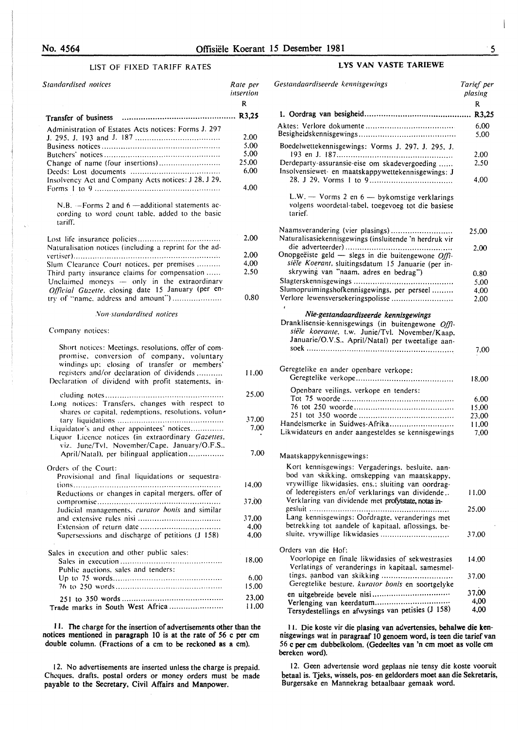## LIST OF FIXED TARIFF RATES

| *Standardised notices* | *Rate per insertion* |
|---|---|
| | R |
| **Transfer of business** | **R3,25** |
| Administration of Estates Acts notices: Forms J. 297 J. 295, J. 193 and J. 187 | 2.00 |
| Business notices | 5.00 |
| Butchers' notices | 5.00 |
| Change of name (four insertions) | 25.00 |
| Deeds: Lost documents | 6.00 |
| Insolvency Act and Company Acts notices: J 28, J 29, Forms 1 to 9 | 4.00 |
| N.B. —Forms 2 and 6 —additional statements according to word count table, added to the basic tariff. | |
| Lost life insurance policies | 2.00 |
| Naturalisation notices (including a reprint for the advertiser) | 2.00 |
| Slum Clearance Court notices, per premises | 4.00 |
| Third party insurance claims for compensation | 2.50 |
| Unclaimed moneys — only in the extraordinary *Official Gazette*, closing date 15 January (per entry of "name, address and amount") | 0.80 |

*Non-standardised notices*

| Company notices: | |
|---|---|
| Short notices: Meetings, resolutions, offer of compromise, conversion of company, voluntary windings up; closing of transfer or members' registers and/or declaration of dividends | 11.00 |
| Declaration of dividend with profit statements, including notes | 25.00 |
| Long notices: Transfers, changes with respect to shares or capital, redemptions, resolutions, voluntary liquidations | 37.00 |
| Liquidator's and other appointees' notices | 7.00 |
| Liquor Licence notices (in extraordinary *Gazettes*, viz. June/Tvl. November/Cape, January/O.F.S., April/Natal), per bilingual application | 7.00 |
| Orders of the Court: | |
| Provisional and final liquidations or sequestrations | 14.00 |
| Reductions or changes in capital mergers, offer of compromise | 37.00 |
| Judicial managements, *curator bonis* and similar and extensive rules nisi | 37.00 |
| Extension of return date | 4.00 |
| Supersessions and discharge of petitions (J 158) | 4.00 |
| Sales in execution and other public sales: | |
| Sales in execution | 18.00 |
| Public auctions, sales and tenders: | |
| Up to 75 words | 6.00 |
| 76 to 250 words | 15.00 |
| 251 to 350 words | 23.00 |
| Trade marks in South West Africa | 11.00 |

**11. The charge for the insertion of advertisements other than the notices mentioned in paragraph 10 is at the rate of 56 c per cm double column. (Fractions of a cm to be reckoned as a cm).**

12. No advertisements are inserted unless the charge is prepaid. Cheques, drafts, postal orders or money orders must be made payable to the Secretary, Civil Affairs and Manpower.

## LYS VAN VASTE TARIEWE

| *Gestandaardiseerde kennisgewings* | *Tarief per plasing* |
|---|---|
| | R |
| **1. Oordrag van besigheid** | **R3,25** |
| Aktes: Verlore dokumente | 6.00 |
| Besigheidskennisgewings | 5.00 |
| Boedelwettekennisgewings: Vorms J. 297, J. 295, J. 193 en J. 187 | 2.00 |
| Derdeparty-assuransie-eise om skadevergoeding | 2.50 |
| Insolvensiewet- en maatskappywettekennisgewings: J 28, J 29, Vorms 1 to 9 | 4.00 |
| L.W. — Vorms 2 en 6 — bykomstige verklarings volgens woordetal-tabel, toegevoeg tot die basiese tarief. | |
| Naamsverandering (vier plasings) | 25.00 |
| Naturalisasiekennisgewings (insluitende 'n herdruk vir die adverteerder) | 2.00 |
| Onopgeëiste geld — slegs in die buitengewone *Offisiële Koerant*, sluitingsdatum 15 Januarie (per inskrywing van "naam, adres en bedrag") | 0.80 |
| Slagterskennisgewings | 5.00 |
| Slumopruimingshofkennisgewings, per perseel | 4.00 |
| Verlore lewensversekeringspolisse | 2.00 |

***Nie-gestandaardiseerde kennisgewings***

| | |
|---|---|
| Dranklisensie-kennisgewings (in buitengewone *Offisiële koerante*, t.w. Junie/Tvl. November/Kaap. Januarie/O.V.S., April/Natal) per tweetalige aansoek | 7.00 |
| Geregtelike en ander openbare verkope: | |
| Geregtelike verkope | 18.00 |
| Openbare veilings, verkope en tenders: | |
| Tot 75 woorde | 6.00 |
| 76 tot 250 woorde | 15.00 |
| 251 tot 350 woorde | 23.00 |
| Handelsmerke in Suidwes-Afrika | 11.00 |
| Likwidateurs en ander aangesteldes se kennisgewings | 7.00 |
| Maatskappykennisgewings: | |
| Kort kennisgewings: Vergaderings, besluite, aanbod van skikking, omskepping van maatskappy, vrywillige likwidasies, ens.: sluiting van oordragof lederegisters en/of verklarings van dividende | 11.00 |
| Verklaring van dividende met profytstate, notas ingesluit | 25.00 |
| Lang kennisgewings: Oordragte, veranderings met betrekking tot aandele of kapitaal, aflossings, besluite, vrywillige likwidasies | 37.00 |
| Orders van die Hof: | |
| Voorlopige en finale likwidasies of sekwestrasies | 14.00 |
| Verlatings of veranderings in kapitaal, samesmeltings, aanbod van skikking | 37.00 |
| Geregtelike besture, *kurator bonis* en soortgelyke en uitgebreide bevele nisi | 37.00 |
| Verlenging van keerdatum | 4.00 |
| Tersydestellings en afwysings van petisies (J 158) | 4.00 |

**11. Die koste vir die plasing van advertensies, behalwe die kennisgewings wat in paragraaf 10 genoem word, is teen die tarief van 56 c per cm dubbelkolom. (Gedeeltes van 'n cm moet as volle cm bereken word).**

12. Geen advertensie word geplaas nie tensy die koste vooruit betaal is. Tjeks, wissels, pos- en geldorders moet aan die Sekretaris, Burgersake en Mannekrag betaalbaar gemaak word.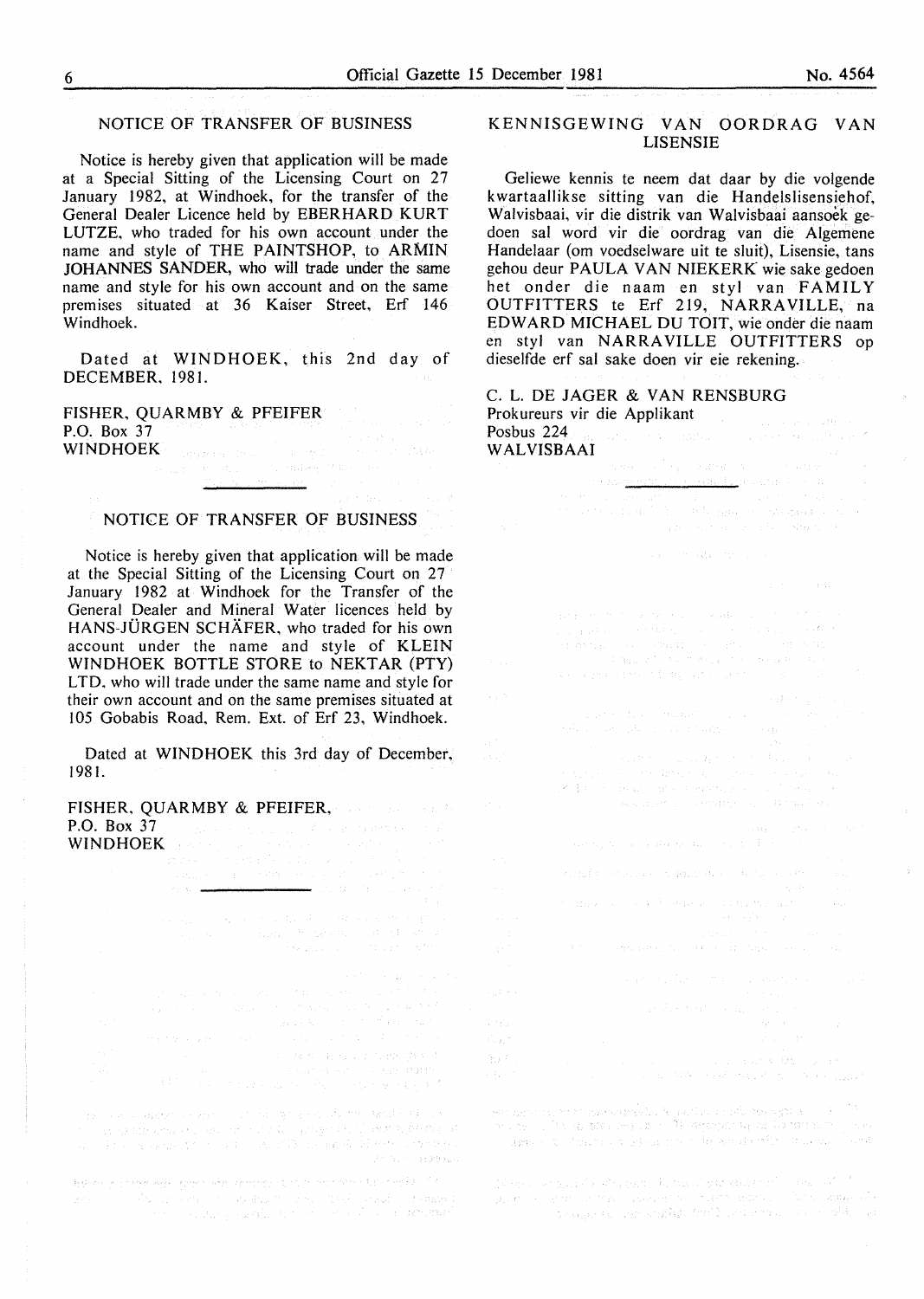## NOTICE OF TRANSFER OF BUSINESS

Notice is hereby given that application will be made at a Special Sitting of the Licensing Court on 27 January 1982, at Windhoek, for the transfer of the General Dealer Licence held by EBERHARD KURT LUTZE, who traded for his own account under the name and style of THE PAINTSHOP, to ARMIN JOHANNES SANDER, who will trade under the same name and style for his own account and on the same premises situated at 36 Kaiser Street, Erf 146 Windhoek.

Dated at WINDHOEK, this 2nd day of DECEMBER, 1981.

FISHER, QUARMBY & PFEIFER  
P.O. Box 37  
WINDHOEK

---

## NOTICE OF TRANSFER OF BUSINESS

Notice is hereby given that application will be made at the Special Sitting of the Licensing Court on 27 January 1982 at Windhoek for the Transfer of the General Dealer and Mineral Water licences held by HANS-JÜRGEN SCHÄFER, who traded for his own account under the name and style of KLEIN WINDHOEK BOTTLE STORE to NEKTAR (PTY) LTD, who will trade under the same name and style for their own account and on the same premises situated at 105 Gobabis Road, Rem. Ext. of Erf 23, Windhoek.

Dated at WINDHOEK this 3rd day of December, 1981.

FISHER, QUARMBY & PFEIFER,  
P.O. Box 37  
WINDHOEK

---

## KENNISGEWING VAN OORDRAG VAN LISENSIE

Geliewe kennis te neem dat daar by die volgende kwartaallikse sitting van die Handelslisensiehof, Walvisbaai, vir die distrik van Walvisbaai aansoek gedoen sal word vir die oordrag van die Algemene Handelaar (om voedselware uit te sluit), Lisensie, tans gehou deur PAULA VAN NIEKERK wie sake gedoen het onder die naam en styl van FAMILY OUTFITTERS te Erf 219, NARRAVILLE, na EDWARD MICHAEL DU TOIT, wie onder die naam en styl van NARRAVILLE OUTFITTERS op dieselfde erf sal sake doen vir eie rekening.

C. L. DE JAGER & VAN RENSBURG  
Prokureurs vir die Applikant  
Posbus 224  
WALVISBAAI